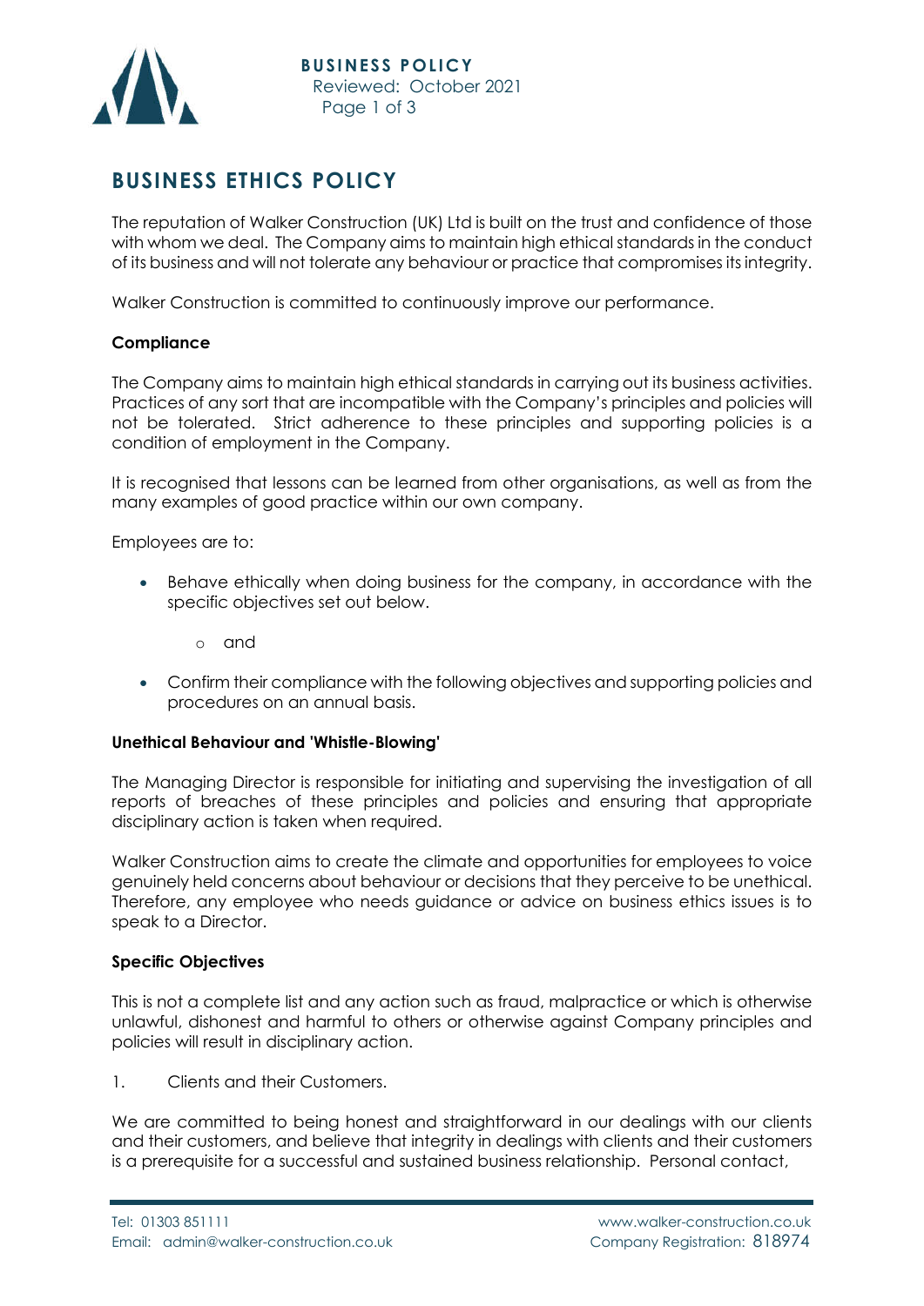# BUSINESS ETHICS POLICY

The reputation of Walker Construction (UK) Ltd is built on the trust and confidence of those with whom we deal. The Company aims to maintain high ethical standards in the conduct of its business and will not tolerate any behaviour or practice that compromises its integrity.

Walker Construction is committed to continuously improve our performance.

**Compliance**

The Company aims to maintain high ethical standards in carrying out its business activities. Practices of any sort that are incompatible with the Company's principles and policies will not be tolerated. Strict adherence to these principles and supporting policies is a condition of employment in the Company.

It is recognised that lessons can be learned from other organisations, as well as from the many examples of good practice within our own company.

Employees are to:

- Behave ethically when doing business for the company, in accordance with the specific objectives set out below.
  - and
- Confirm their compliance with the following objectives and supporting policies and procedures on an annual basis.

**Unethical Behaviour and 'Whistle-Blowing'**

The Managing Director is responsible for initiating and supervising the investigation of all reports of breaches of these principles and policies and ensuring that appropriate disciplinary action is taken when required.

Walker Construction aims to create the climate and opportunities for employees to voice genuinely held concerns about behaviour or decisions that they perceive to be unethical. Therefore, any employee who needs guidance or advice on business ethics issues is to speak to a Director.

**Specific Objectives**

This is not a complete list and any action such as fraud, malpractice or which is otherwise unlawful, dishonest and harmful to others or otherwise against Company principles and policies will result in disciplinary action.

1. Clients and their Customers.

We are committed to being honest and straightforward in our dealings with our clients and their customers, and believe that integrity in dealings with clients and their customers is a prerequisite for a successful and sustained business relationship. Personal contact,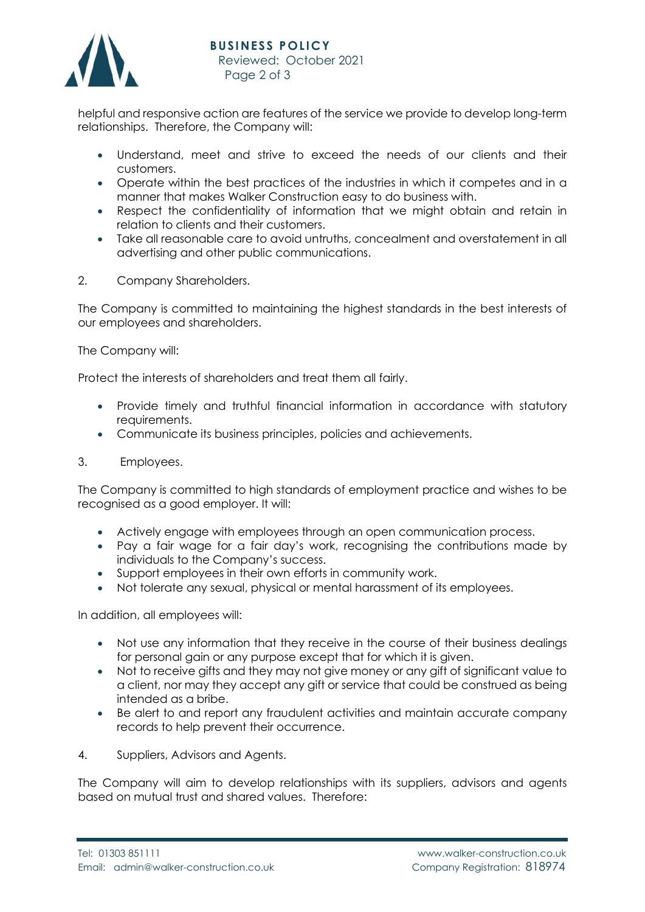helpful and responsive action are features of the service we provide to develop long-term relationships. Therefore, the Company will:

- Understand, meet and strive to exceed the needs of our clients and their customers.
- Operate within the best practices of the industries in which it competes and in a manner that makes Walker Construction easy to do business with.
- Respect the confidentiality of information that we might obtain and retain in relation to clients and their customers.
- Take all reasonable care to avoid untruths, concealment and overstatement in all advertising and other public communications.

2. Company Shareholders.

The Company is committed to maintaining the highest standards in the best interests of our employees and shareholders.

The Company will:

Protect the interests of shareholders and treat them all fairly.

- Provide timely and truthful financial information in accordance with statutory requirements.
- Communicate its business principles, policies and achievements.

3. Employees.

The Company is committed to high standards of employment practice and wishes to be recognised as a good employer. It will:

- Actively engage with employees through an open communication process.
- Pay a fair wage for a fair day's work, recognising the contributions made by individuals to the Company's success.
- Support employees in their own efforts in community work.
- Not tolerate any sexual, physical or mental harassment of its employees.

In addition, all employees will:

- Not use any information that they receive in the course of their business dealings for personal gain or any purpose except that for which it is given.
- Not to receive gifts and they may not give money or any gift of significant value to a client, nor may they accept any gift or service that could be construed as being intended as a bribe.
- Be alert to and report any fraudulent activities and maintain accurate company records to help prevent their occurrence.

4. Suppliers, Advisors and Agents.

The Company will aim to develop relationships with its suppliers, advisors and agents based on mutual trust and shared values. Therefore: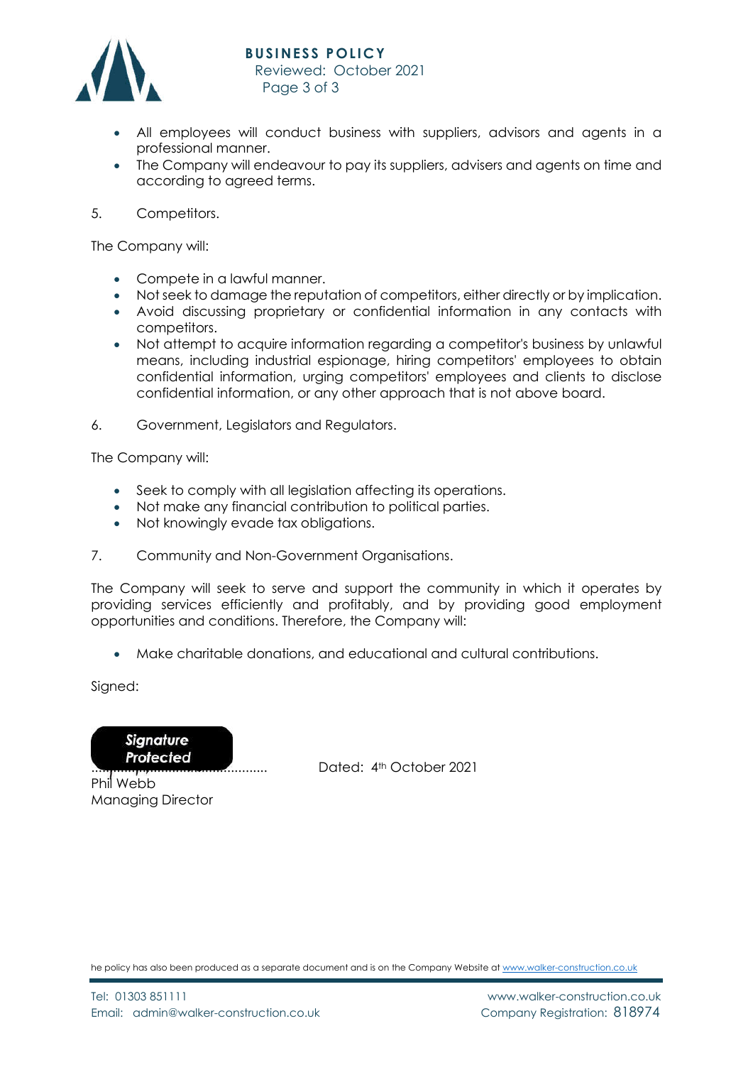- All employees will conduct business with suppliers, advisors and agents in a professional manner.
- The Company will endeavour to pay its suppliers, advisers and agents on time and according to agreed terms.

5. Competitors.

The Company will:

- Compete in a lawful manner.
- Not seek to damage the reputation of competitors, either directly or by implication.
- Avoid discussing proprietary or confidential information in any contacts with competitors.
- Not attempt to acquire information regarding a competitor's business by unlawful means, including industrial espionage, hiring competitors' employees to obtain confidential information, urging competitors' employees and clients to disclose confidential information, or any other approach that is not above board.

6. Government, Legislators and Regulators.

The Company will:

- Seek to comply with all legislation affecting its operations.
- Not make any financial contribution to political parties.
- Not knowingly evade tax obligations.

7. Community and Non-Government Organisations.

The Company will seek to serve and support the community in which it operates by providing services efficiently and profitably, and by providing good employment opportunities and conditions. Therefore, the Company will:

- Make charitable donations, and educational and cultural contributions.

Signed:

Signature Protected

.............................................. Dated: 4th October 2021

Phil Webb
Managing Director

he policy has also been produced as a separate document and is on the Company Website at www.walker-construction.co.uk

Tel: 01303 851111
Email: admin@walker-construction.co.uk

www.walker-construction.co.uk
Company Registration: 818974